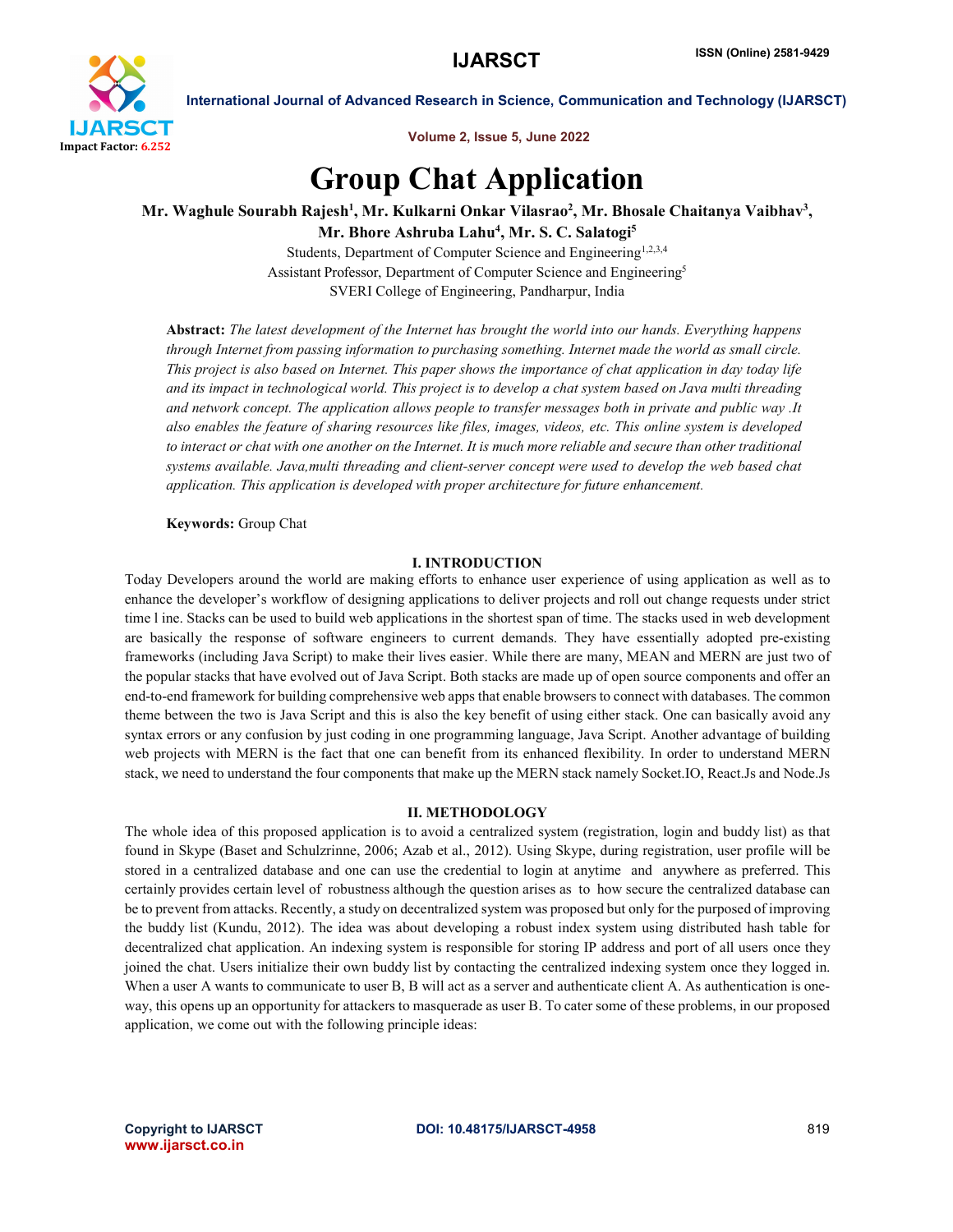# Group Chat Application

**Mr. Waghule Sourabh Rajesh[1], Mr. Kulkarni Onkar Vilasrao[2], Mr. Bhosale Chaitanya Vaibhav[3], Mr. Bhore Ashruba Lahu[4], Mr. S. C. Salatogi[5]**

Students, Department of Computer Science and Engineering[1,2,3,4]

Assistant Professor, Department of Computer Science and Engineering[5]

SVERI College of Engineering, Pandharpur, India

**Abstract:** *The latest development of the Internet has brought the world into our hands. Everything happens through Internet from passing information to purchasing something. Internet made the world as small circle. This project is also based on Internet. This paper shows the importance of chat application in day today life and its impact in technological world. This project is to develop a chat system based on Java multi threading and network concept. The application allows people to transfer messages both in private and public way .It also enables the feature of sharing resources like files, images, videos, etc. This online system is developed to interact or chat with one another on the Internet. It is much more reliable and secure than other traditional systems available. Java,multi threading and client-server concept were used to develop the web based chat application. This application is developed with proper architecture for future enhancement.*

**Keywords:** Group Chat

## I. INTRODUCTION

Today Developers around the world are making efforts to enhance user experience of using application as well as to enhance the developer's workflow of designing applications to deliver projects and roll out change requests under strict time l ine. Stacks can be used to build web applications in the shortest span of time. The stacks used in web development are basically the response of software engineers to current demands. They have essentially adopted pre-existing frameworks (including Java Script) to make their lives easier. While there are many, MEAN and MERN are just two of the popular stacks that have evolved out of Java Script. Both stacks are made up of open source components and offer an end-to-end framework for building comprehensive web apps that enable browsers to connect with databases. The common theme between the two is Java Script and this is also the key benefit of using either stack. One can basically avoid any syntax errors or any confusion by just coding in one programming language, Java Script. Another advantage of building web projects with MERN is the fact that one can benefit from its enhanced flexibility. In order to understand MERN stack, we need to understand the four components that make up the MERN stack namely Socket.IO, React.Js and Node.Js

## II. METHODOLOGY

The whole idea of this proposed application is to avoid a centralized system (registration, login and buddy list) as that found in Skype (Baset and Schulzrinne, 2006; Azab et al., 2012). Using Skype, during registration, user profile will be stored in a centralized database and one can use the credential to login at anytime and anywhere as preferred. This certainly provides certain level of robustness although the question arises as to how secure the centralized database can be to prevent from attacks. Recently, a study on decentralized system was proposed but only for the purposed of improving the buddy list (Kundu, 2012). The idea was about developing a robust index system using distributed hash table for decentralized chat application. An indexing system is responsible for storing IP address and port of all users once they joined the chat. Users initialize their own buddy list by contacting the centralized indexing system once they logged in. When a user A wants to communicate to user B, B will act as a server and authenticate client A. As authentication is one-way, this opens up an opportunity for attackers to masquerade as user B. To cater some of these problems, in our proposed application, we come out with the following principle ideas: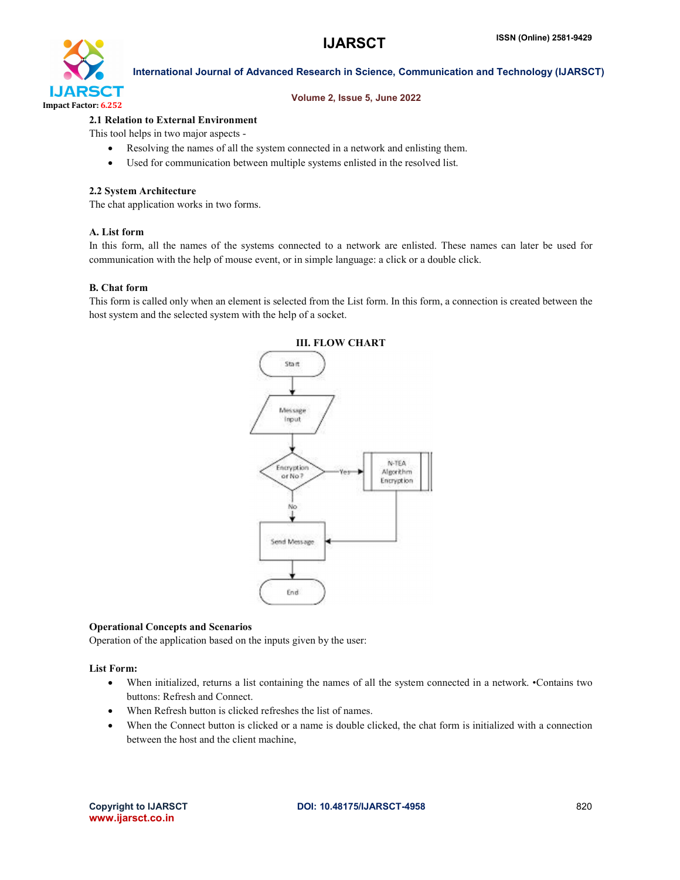### 2.1 Relation to External Environment

This tool helps in two major aspects -

- Resolving the names of all the system connected in a network and enlisting them.
- Used for communication between multiple systems enlisted in the resolved list.

### 2.2 System Architecture

The chat application works in two forms.

#### A. List form

In this form, all the names of the systems connected to a network are enlisted. These names can later be used for communication with the help of mouse event, or in simple language: a click or a double click.

#### B. Chat form

This form is called only when an element is selected from the List form. In this form, a connection is created between the host system and the selected system with the help of a socket.

## III. FLOW CHART

### Operational Concepts and Scenarios

Operation of the application based on the inputs given by the user:

**List Form:**

- When initialized, returns a list containing the names of all the system connected in a network. •Contains two buttons: Refresh and Connect.
- When Refresh button is clicked refreshes the list of names.
- When the Connect button is clicked or a name is double clicked, the chat form is initialized with a connection between the host and the client machine,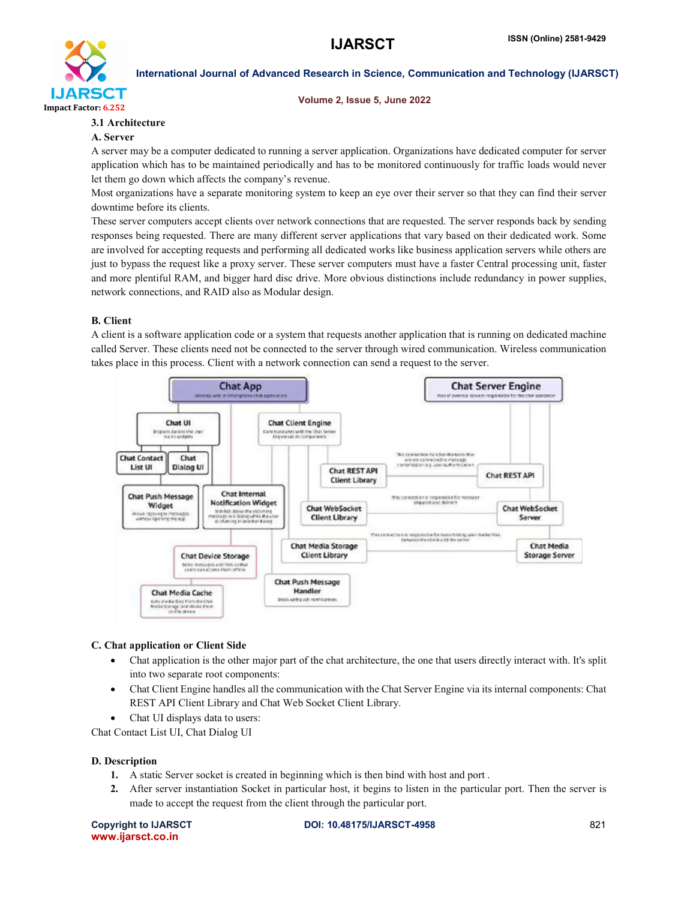### 3.1 Architecture

#### A. Server

A server may be a computer dedicated to running a server application. Organizations have dedicated computer for server application which has to be maintained periodically and has to be monitored continuously for traffic loads would never let them go down which affects the company's revenue.

Most organizations have a separate monitoring system to keep an eye over their server so that they can find their server downtime before its clients.

These server computers accept clients over network connections that are requested. The server responds back by sending responses being requested. There are many different server applications that vary based on their dedicated work. Some are involved for accepting requests and performing all dedicated works like business application servers while others are just to bypass the request like a proxy server. These server computers must have a faster Central processing unit, faster and more plentiful RAM, and bigger hard disc drive. More obvious distinctions include redundancy in power supplies, network connections, and RAID also as Modular design.

#### B. Client

A client is a software application code or a system that requests another application that is running on dedicated machine called Server. These clients need not be connected to the server through wired communication. Wireless communication takes place in this process. Client with a network connection can send a request to the server.

#### C. Chat application or Client Side

- Chat application is the other major part of the chat architecture, the one that users directly interact with. It's split into two separate root components:
- Chat Client Engine handles all the communication with the Chat Server Engine via its internal components: Chat REST API Client Library and Chat Web Socket Client Library.
- Chat UI displays data to users:

Chat Contact List UI, Chat Dialog UI

#### D. Description

1. A static Server socket is created in beginning which is then bind with host and port .
2. After server instantiation Socket in particular host, it begins to listen in the particular port. Then the server is made to accept the request from the client through the particular port.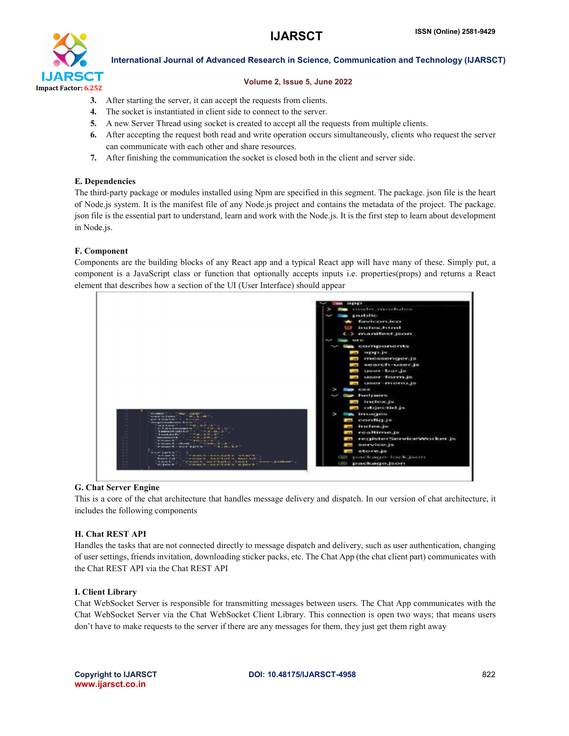3. After starting the server, it can accept the requests from clients.
4. The socket is instantiated in client side to connect to the server.
5. A new Server Thread using socket is created to accept all the requests from multiple clients.
6. After accepting the request both read and write operation occurs simultaneously, clients who request the server can communicate with each other and share resources.
7. After finishing the communication the socket is closed both in the client and server side.

### E. Dependencies

The third-party package or modules installed using Npm are specified in this segment. The package. json file is the heart of Node.js system. It is the manifest file of any Node.js project and contains the metadata of the project. The package. json file is the essential part to understand, learn and work with the Node.js. It is the first step to learn about development in Node.js.

### F. Component

Components are the building blocks of any React app and a typical React app will have many of these. Simply put, a component is a JavaScript class or function that optionally accepts inputs i.e. properties(props) and returns a React element that describes how a section of the UI (User Interface) should appear

### G. Chat Server Engine

This is a core of the chat architecture that handles message delivery and dispatch. In our version of chat architecture, it includes the following components

### H. Chat REST API

Handles the tasks that are not connected directly to message dispatch and delivery, such as user authentication, changing of user settings, friends invitation, downloading sticker packs, etc. The Chat App (the chat client part) communicates with the Chat REST API via the Chat REST API

### I. Client Library

Chat WebSocket Server is responsible for transmitting messages between users. The Chat App communicates with the Chat WebSocket Server via the Chat WebSocket Client Library. This connection is open two ways; that means users don't have to make requests to the server if there are any messages for them, they just get them right away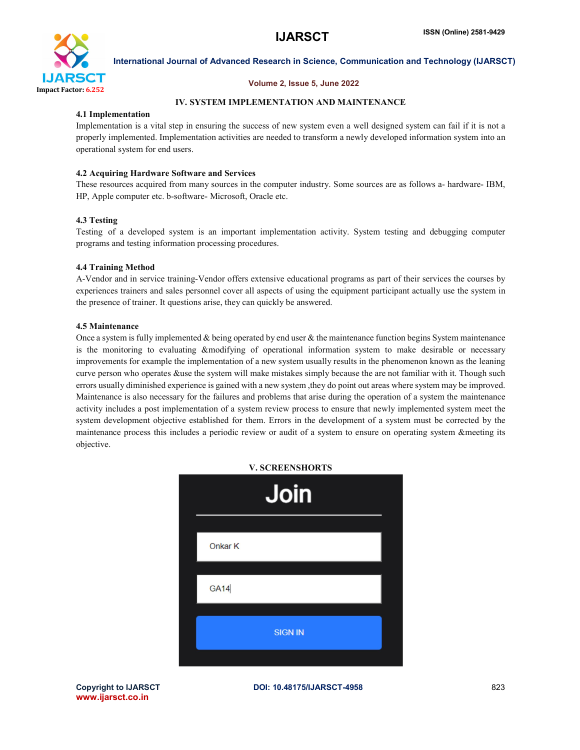## IV. SYSTEM IMPLEMENTATION AND MAINTENANCE

### 4.1 Implementation

Implementation is a vital step in ensuring the success of new system even a well designed system can fail if it is not a properly implemented. Implementation activities are needed to transform a newly developed information system into an operational system for end users.

### 4.2 Acquiring Hardware Software and Services

These resources acquired from many sources in the computer industry. Some sources are as follows a- hardware- IBM, HP, Apple computer etc. b-software- Microsoft, Oracle etc.

### 4.3 Testing

Testing of a developed system is an important implementation activity. System testing and debugging computer programs and testing information processing procedures.

### 4.4 Training Method

A-Vendor and in service training-Vendor offers extensive educational programs as part of their services the courses by experiences trainers and sales personnel cover all aspects of using the equipment participant actually use the system in the presence of trainer. It questions arise, they can quickly be answered.

### 4.5 Maintenance

Once a system is fully implemented & being operated by end user & the maintenance function begins System maintenance is the monitoring to evaluating &modifying of operational information system to make desirable or necessary improvements for example the implementation of a new system usually results in the phenomenon known as the leaning curve person who operates &use the system will make mistakes simply because the are not familiar with it. Though such errors usually diminished experience is gained with a new system ,they do point out areas where system may be improved. Maintenance is also necessary for the failures and problems that arise during the operation of a system the maintenance activity includes a post implementation of a system review process to ensure that newly implemented system meet the system development objective established for them. Errors in the development of a system must be corrected by the maintenance process this includes a periodic review or audit of a system to ensure on operating system &meeting its objective.

## V. SCREENSHORTS

Join

Onkar K

GA14

SIGN IN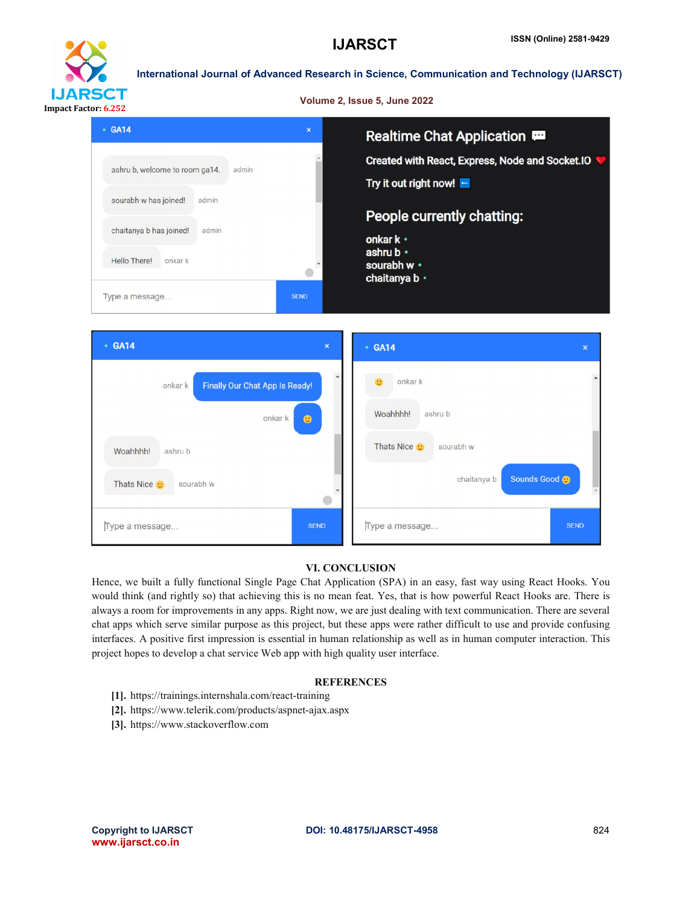## VI. CONCLUSION

Hence, we built a fully functional Single Page Chat Application (SPA) in an easy, fast way using React Hooks. You would think (and rightly so) that achieving this is no mean feat. Yes, that is how powerful React Hooks are. There is always a room for improvements in any apps. Right now, we are just dealing with text communication. There are several chat apps which serve similar purpose as this project, but these apps were rather difficult to use and provide confusing interfaces. A positive first impression is essential in human relationship as well as in human computer interaction. This project hopes to develop a chat service Web app with high quality user interface.

## REFERENCES

**[1].** https://trainings.internshala.com/react-training

**[2].** https://www.telerik.com/products/aspnet-ajax.aspx

**[3].** https://www.stackoverflow.com